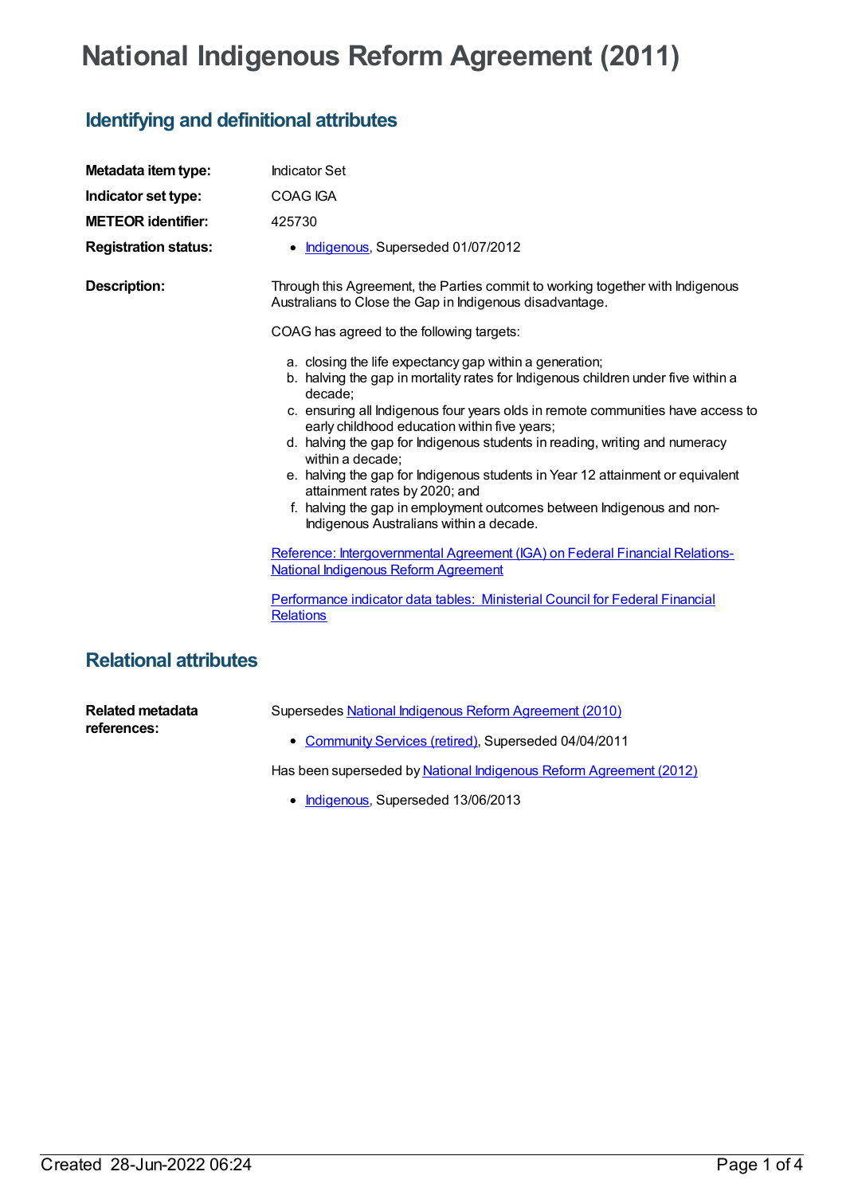# National Indigenous Reform Agreement (2011)

## Identifying and definitional attributes

**Metadata item type:** Indicator Set

**Indicator set type:** COAG IGA

**METEOR identifier:** 425730

**Registration status:**

- Indigenous, Superseded 01/07/2012

**Description:**

Through this Agreement, the Parties commit to working together with Indigenous Australians to Close the Gap in Indigenous disadvantage.

COAG has agreed to the following targets:

a. closing the life expectancy gap within a generation;
b. halving the gap in mortality rates for Indigenous children under five within a decade;
c. ensuring all Indigenous four years olds in remote communities have access to early childhood education within five years;
d. halving the gap for Indigenous students in reading, writing and numeracy within a decade;
e. halving the gap for Indigenous students in Year 12 attainment or equivalent attainment rates by 2020; and
f. halving the gap in employment outcomes between Indigenous and non-Indigenous Australians within a decade.

Reference: Intergovernmental Agreement (IGA) on Federal Financial Relations- National Indigenous Reform Agreement

Performance indicator data tables: Ministerial Council for Federal Financial Relations

## Relational attributes

**Related metadata references:**

Supersedes National Indigenous Reform Agreement (2010)

- Community Services (retired), Superseded 04/04/2011

Has been superseded by National Indigenous Reform Agreement (2012)

- Indigenous, Superseded 13/06/2013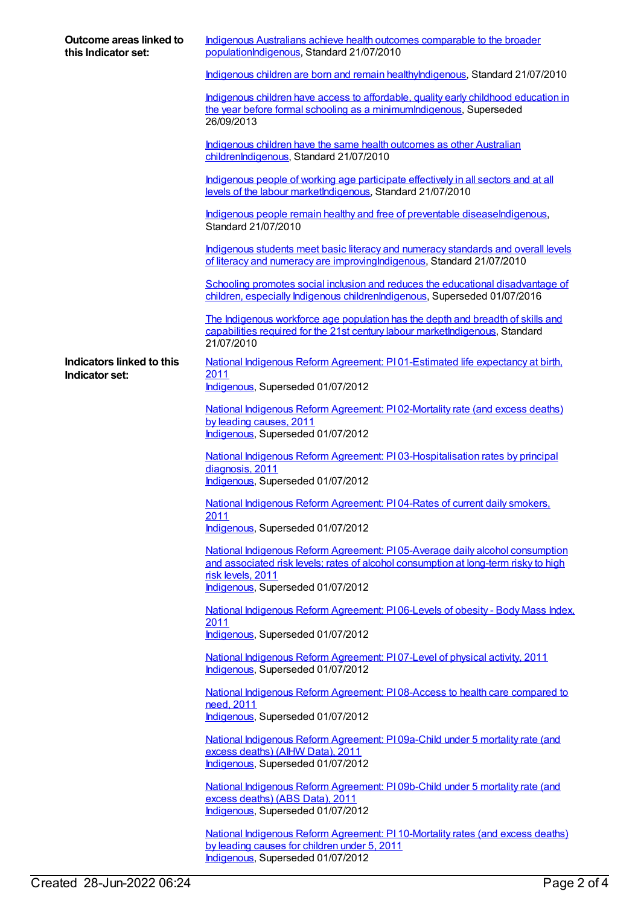**Outcome areas linked to this Indicator set:**

Indigenous Australians achieve health outcomes comparable to the broader populationIndigenous, Standard 21/07/2010

Indigenous children are born and remain healthyIndigenous, Standard 21/07/2010

Indigenous children have access to affordable, quality early childhood education in the year before formal schooling as a minimumIndigenous, Superseded 26/09/2013

Indigenous children have the same health outcomes as other Australian childrenIndigenous, Standard 21/07/2010

Indigenous people of working age participate effectively in all sectors and at all levels of the labour marketIndigenous, Standard 21/07/2010

Indigenous people remain healthy and free of preventable diseaseIndigenous, Standard 21/07/2010

Indigenous students meet basic literacy and numeracy standards and overall levels of literacy and numeracy are improvingIndigenous, Standard 21/07/2010

Schooling promotes social inclusion and reduces the educational disadvantage of children, especially Indigenous childrenIndigenous, Superseded 01/07/2016

The Indigenous workforce age population has the depth and breadth of skills and capabilities required for the 21st century labour marketIndigenous, Standard 21/07/2010

**Indicators linked to this Indicator set:**

National Indigenous Reform Agreement: PI 01-Estimated life expectancy at birth, 2011
Indigenous, Superseded 01/07/2012

National Indigenous Reform Agreement: PI 02-Mortality rate (and excess deaths) by leading causes, 2011
Indigenous, Superseded 01/07/2012

National Indigenous Reform Agreement: PI 03-Hospitalisation rates by principal diagnosis, 2011
Indigenous, Superseded 01/07/2012

National Indigenous Reform Agreement: PI 04-Rates of current daily smokers, 2011
Indigenous, Superseded 01/07/2012

National Indigenous Reform Agreement: PI 05-Average daily alcohol consumption and associated risk levels; rates of alcohol consumption at long-term risky to high risk levels, 2011
Indigenous, Superseded 01/07/2012

National Indigenous Reform Agreement: PI 06-Levels of obesity - Body Mass Index, 2011
Indigenous, Superseded 01/07/2012

National Indigenous Reform Agreement: PI 07-Level of physical activity, 2011
Indigenous, Superseded 01/07/2012

National Indigenous Reform Agreement: PI 08-Access to health care compared to need, 2011
Indigenous, Superseded 01/07/2012

National Indigenous Reform Agreement: PI 09a-Child under 5 mortality rate (and excess deaths) (AIHW Data), 2011
Indigenous, Superseded 01/07/2012

National Indigenous Reform Agreement: PI 09b-Child under 5 mortality rate (and excess deaths) (ABS Data), 2011
Indigenous, Superseded 01/07/2012

National Indigenous Reform Agreement: PI 10-Mortality rates (and excess deaths) by leading causes for children under 5, 2011
Indigenous, Superseded 01/07/2012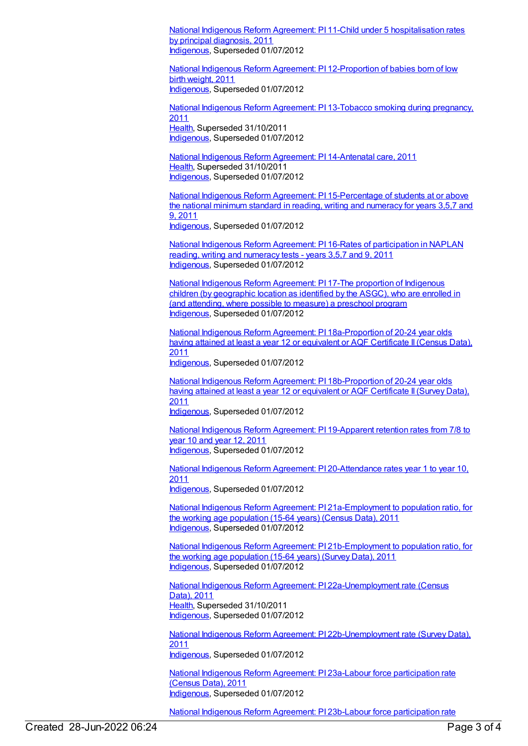National Indigenous Reform Agreement: PI 11-Child under 5 hospitalisation rates by principal diagnosis, 2011
Indigenous, Superseded 01/07/2012

National Indigenous Reform Agreement: PI 12-Proportion of babies born of low birth weight, 2011
Indigenous, Superseded 01/07/2012

National Indigenous Reform Agreement: PI 13-Tobacco smoking during pregnancy, 2011
Health, Superseded 31/10/2011
Indigenous, Superseded 01/07/2012

National Indigenous Reform Agreement: PI 14-Antenatal care, 2011
Health, Superseded 31/10/2011
Indigenous, Superseded 01/07/2012

National Indigenous Reform Agreement: PI 15-Percentage of students at or above the national minimum standard in reading, writing and numeracy for years 3,5,7 and 9, 2011
Indigenous, Superseded 01/07/2012

National Indigenous Reform Agreement: PI 16-Rates of participation in NAPLAN reading, writing and numeracy tests - years 3,5,7 and 9, 2011
Indigenous, Superseded 01/07/2012

National Indigenous Reform Agreement: PI 17-The proportion of Indigenous children (by geographic location as identified by the ASGC), who are enrolled in (and attending, where possible to measure) a preschool program
Indigenous, Superseded 01/07/2012

National Indigenous Reform Agreement: PI 18a-Proportion of 20-24 year olds having attained at least a year 12 or equivalent or AQF Certificate II (Census Data), 2011
Indigenous, Superseded 01/07/2012

National Indigenous Reform Agreement: PI 18b-Proportion of 20-24 year olds having attained at least a year 12 or equivalent or AQF Certificate II (Survey Data), 2011
Indigenous, Superseded 01/07/2012

National Indigenous Reform Agreement: PI 19-Apparent retention rates from 7/8 to year 10 and year 12, 2011
Indigenous, Superseded 01/07/2012

National Indigenous Reform Agreement: PI 20-Attendance rates year 1 to year 10, 2011
Indigenous, Superseded 01/07/2012

National Indigenous Reform Agreement: PI 21a-Employment to population ratio, for the working age population (15-64 years) (Census Data), 2011
Indigenous, Superseded 01/07/2012

National Indigenous Reform Agreement: PI 21b-Employment to population ratio, for the working age population (15-64 years) (Survey Data), 2011
Indigenous, Superseded 01/07/2012

National Indigenous Reform Agreement: PI 22a-Unemployment rate (Census Data), 2011
Health, Superseded 31/10/2011
Indigenous, Superseded 01/07/2012

National Indigenous Reform Agreement: PI 22b-Unemployment rate (Survey Data), 2011
Indigenous, Superseded 01/07/2012

National Indigenous Reform Agreement: PI 23a-Labour force participation rate (Census Data), 2011
Indigenous, Superseded 01/07/2012

National Indigenous Reform Agreement: PI 23b-Labour force participation rate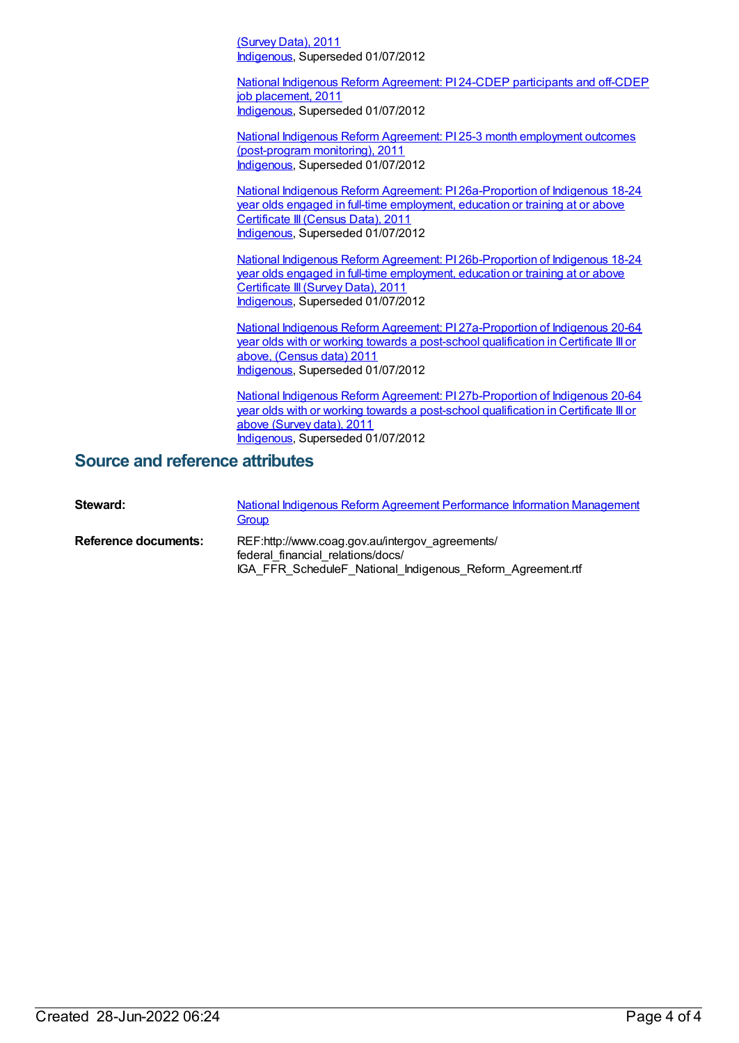(Survey Data), 2011
Indigenous, Superseded 01/07/2012

National Indigenous Reform Agreement: PI 24-CDEP participants and off-CDEP job placement, 2011
Indigenous, Superseded 01/07/2012

National Indigenous Reform Agreement: PI 25-3 month employment outcomes (post-program monitoring), 2011
Indigenous, Superseded 01/07/2012

National Indigenous Reform Agreement: PI 26a-Proportion of Indigenous 18-24 year olds engaged in full-time employment, education or training at or above Certificate III (Census Data), 2011
Indigenous, Superseded 01/07/2012

National Indigenous Reform Agreement: PI 26b-Proportion of Indigenous 18-24 year olds engaged in full-time employment, education or training at or above Certificate III (Survey Data), 2011
Indigenous, Superseded 01/07/2012

National Indigenous Reform Agreement: PI 27a-Proportion of Indigenous 20-64 year olds with or working towards a post-school qualification in Certificate III or above, (Census data) 2011
Indigenous, Superseded 01/07/2012

National Indigenous Reform Agreement: PI 27b-Proportion of Indigenous 20-64 year olds with or working towards a post-school qualification in Certificate III or above (Survey data), 2011
Indigenous, Superseded 01/07/2012

## Source and reference attributes

**Steward:** National Indigenous Reform Agreement Performance Information Management Group

**Reference documents:** REF:http://www.coag.gov.au/intergov_agreements/federal_financial_relations/docs/IGA_FFR_ScheduleF_National_Indigenous_Reform_Agreement.rtf